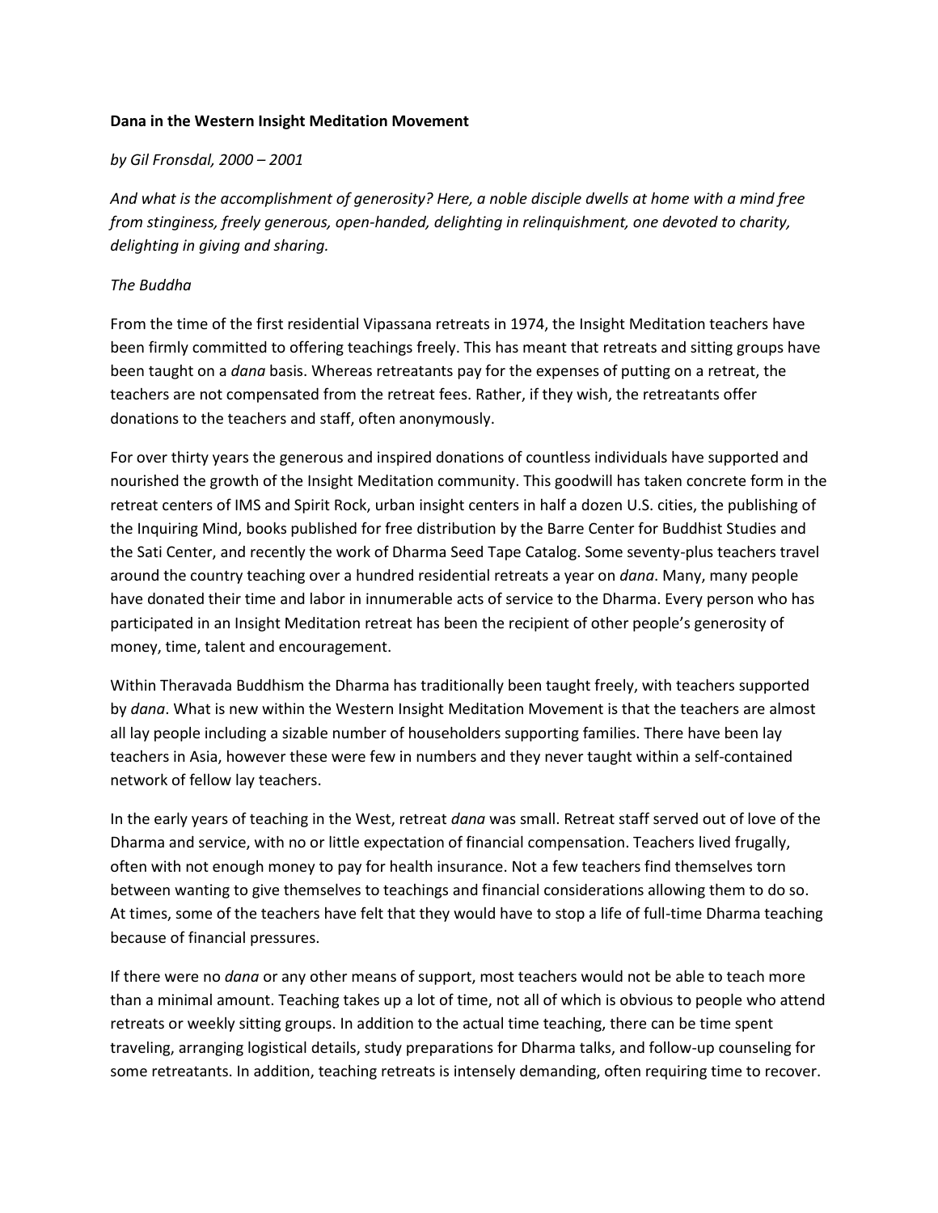**Dana in the Western Insight Meditation Movement**

*by Gil Fronsdal, 2000 – 2001*

*And what is the accomplishment of generosity? Here, a noble disciple dwells at home with a mind free from stinginess, freely generous, open-handed, delighting in relinquishment, one devoted to charity, delighting in giving and sharing.*

*The Buddha*

From the time of the first residential Vipassana retreats in 1974, the Insight Meditation teachers have been firmly committed to offering teachings freely. This has meant that retreats and sitting groups have been taught on a *dana* basis. Whereas retreatants pay for the expenses of putting on a retreat, the teachers are not compensated from the retreat fees. Rather, if they wish, the retreatants offer donations to the teachers and staff, often anonymously.

For over thirty years the generous and inspired donations of countless individuals have supported and nourished the growth of the Insight Meditation community. This goodwill has taken concrete form in the retreat centers of IMS and Spirit Rock, urban insight centers in half a dozen U.S. cities, the publishing of the Inquiring Mind, books published for free distribution by the Barre Center for Buddhist Studies and the Sati Center, and recently the work of Dharma Seed Tape Catalog. Some seventy-plus teachers travel around the country teaching over a hundred residential retreats a year on *dana*. Many, many people have donated their time and labor in innumerable acts of service to the Dharma. Every person who has participated in an Insight Meditation retreat has been the recipient of other people's generosity of money, time, talent and encouragement.

Within Theravada Buddhism the Dharma has traditionally been taught freely, with teachers supported by *dana*. What is new within the Western Insight Meditation Movement is that the teachers are almost all lay people including a sizable number of householders supporting families. There have been lay teachers in Asia, however these were few in numbers and they never taught within a self-contained network of fellow lay teachers.

In the early years of teaching in the West, retreat *dana* was small. Retreat staff served out of love of the Dharma and service, with no or little expectation of financial compensation. Teachers lived frugally, often with not enough money to pay for health insurance. Not a few teachers find themselves torn between wanting to give themselves to teachings and financial considerations allowing them to do so. At times, some of the teachers have felt that they would have to stop a life of full-time Dharma teaching because of financial pressures.

If there were no *dana* or any other means of support, most teachers would not be able to teach more than a minimal amount. Teaching takes up a lot of time, not all of which is obvious to people who attend retreats or weekly sitting groups. In addition to the actual time teaching, there can be time spent traveling, arranging logistical details, study preparations for Dharma talks, and follow-up counseling for some retreatants. In addition, teaching retreats is intensely demanding, often requiring time to recover.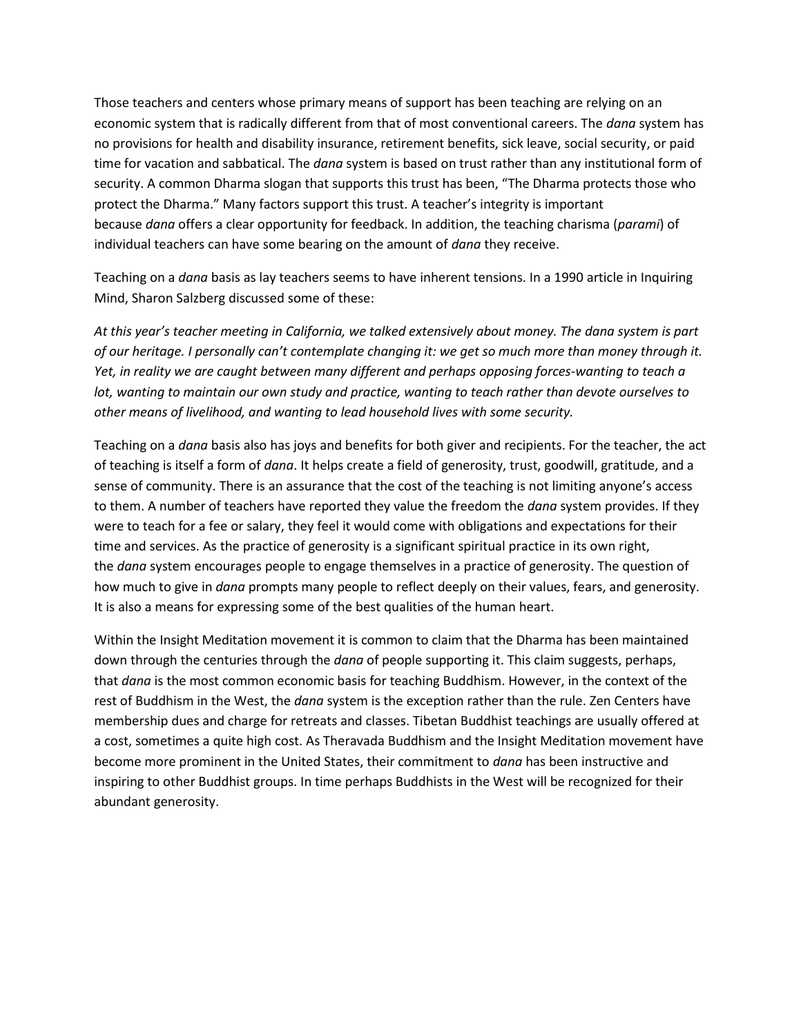Those teachers and centers whose primary means of support has been teaching are relying on an economic system that is radically different from that of most conventional careers. The *dana* system has no provisions for health and disability insurance, retirement benefits, sick leave, social security, or paid time for vacation and sabbatical. The *dana* system is based on trust rather than any institutional form of security. A common Dharma slogan that supports this trust has been, "The Dharma protects those who protect the Dharma." Many factors support this trust. A teacher's integrity is important because *dana* offers a clear opportunity for feedback. In addition, the teaching charisma (*parami*) of individual teachers can have some bearing on the amount of *dana* they receive.

Teaching on a *dana* basis as lay teachers seems to have inherent tensions. In a 1990 article in Inquiring Mind, Sharon Salzberg discussed some of these:

*At this year's teacher meeting in California, we talked extensively about money. The dana system is part of our heritage. I personally can't contemplate changing it: we get so much more than money through it. Yet, in reality we are caught between many different and perhaps opposing forces-wanting to teach a lot, wanting to maintain our own study and practice, wanting to teach rather than devote ourselves to other means of livelihood, and wanting to lead household lives with some security.*

Teaching on a *dana* basis also has joys and benefits for both giver and recipients. For the teacher, the act of teaching is itself a form of *dana*. It helps create a field of generosity, trust, goodwill, gratitude, and a sense of community. There is an assurance that the cost of the teaching is not limiting anyone's access to them. A number of teachers have reported they value the freedom the *dana* system provides. If they were to teach for a fee or salary, they feel it would come with obligations and expectations for their time and services. As the practice of generosity is a significant spiritual practice in its own right, the *dana* system encourages people to engage themselves in a practice of generosity. The question of how much to give in *dana* prompts many people to reflect deeply on their values, fears, and generosity. It is also a means for expressing some of the best qualities of the human heart.

Within the Insight Meditation movement it is common to claim that the Dharma has been maintained down through the centuries through the *dana* of people supporting it. This claim suggests, perhaps, that *dana* is the most common economic basis for teaching Buddhism. However, in the context of the rest of Buddhism in the West, the *dana* system is the exception rather than the rule. Zen Centers have membership dues and charge for retreats and classes. Tibetan Buddhist teachings are usually offered at a cost, sometimes a quite high cost. As Theravada Buddhism and the Insight Meditation movement have become more prominent in the United States, their commitment to *dana* has been instructive and inspiring to other Buddhist groups. In time perhaps Buddhists in the West will be recognized for their abundant generosity.